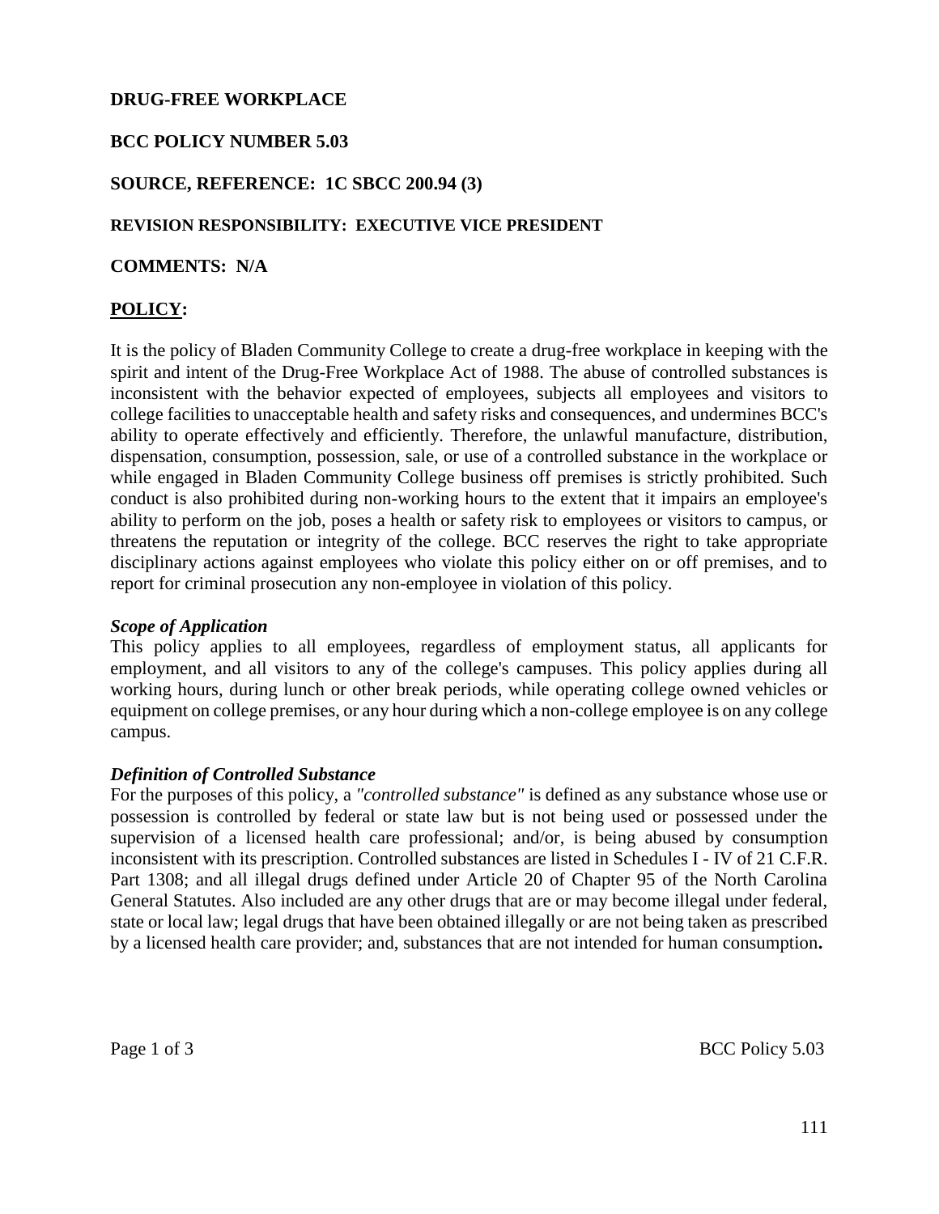**DRUG-FREE WORKPLACE**

**BCC POLICY NUMBER 5.03**

**SOURCE, REFERENCE: 1C SBCC 200.94 (3)**

**REVISION RESPONSIBILITY: EXECUTIVE VICE PRESIDENT**

**COMMENTS: N/A**

## **POLICY:**

It is the policy of Bladen Community College to create a drug-free workplace in keeping with the spirit and intent of the Drug-Free Workplace Act of 1988. The abuse of controlled substances is inconsistent with the behavior expected of employees, subjects all employees and visitors to college facilities to unacceptable health and safety risks and consequences, and undermines BCC's ability to operate effectively and efficiently. Therefore, the unlawful manufacture, distribution, dispensation, consumption, possession, sale, or use of a controlled substance in the workplace or while engaged in Bladen Community College business off premises is strictly prohibited. Such conduct is also prohibited during non-working hours to the extent that it impairs an employee's ability to perform on the job, poses a health or safety risk to employees or visitors to campus, or threatens the reputation or integrity of the college. BCC reserves the right to take appropriate disciplinary actions against employees who violate this policy either on or off premises, and to report for criminal prosecution any non-employee in violation of this policy.

***Scope of Application***

This policy applies to all employees, regardless of employment status, all applicants for employment, and all visitors to any of the college's campuses. This policy applies during all working hours, during lunch or other break periods, while operating college owned vehicles or equipment on college premises, or any hour during which a non-college employee is on any college campus.

***Definition of Controlled Substance***

For the purposes of this policy, a *"controlled substance"* is defined as any substance whose use or possession is controlled by federal or state law but is not being used or possessed under the supervision of a licensed health care professional; and/or, is being abused by consumption inconsistent with its prescription. Controlled substances are listed in Schedules I - IV of 21 C.F.R. Part 1308; and all illegal drugs defined under Article 20 of Chapter 95 of the North Carolina General Statutes. Also included are any other drugs that are or may become illegal under federal, state or local law; legal drugs that have been obtained illegally or are not being taken as prescribed by a licensed health care provider; and, substances that are not intended for human consumption.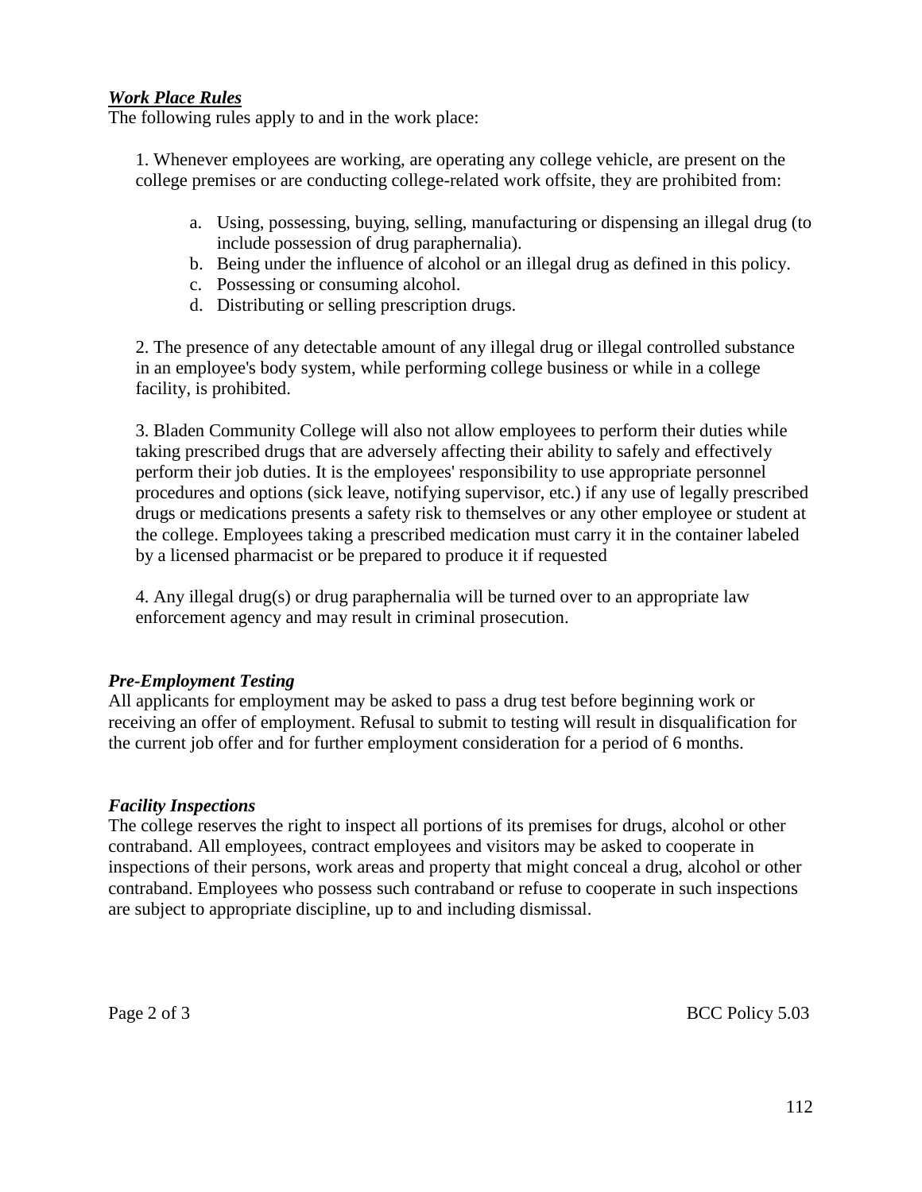***Work Place Rules***

The following rules apply to and in the work place:

1. Whenever employees are working, are operating any college vehicle, are present on the college premises or are conducting college-related work offsite, they are prohibited from:

    a. Using, possessing, buying, selling, manufacturing or dispensing an illegal drug (to include possession of drug paraphernalia).
    b. Being under the influence of alcohol or an illegal drug as defined in this policy.
    c. Possessing or consuming alcohol.
    d. Distributing or selling prescription drugs.

2. The presence of any detectable amount of any illegal drug or illegal controlled substance in an employee's body system, while performing college business or while in a college facility, is prohibited.

3. Bladen Community College will also not allow employees to perform their duties while taking prescribed drugs that are adversely affecting their ability to safely and effectively perform their job duties. It is the employees' responsibility to use appropriate personnel procedures and options (sick leave, notifying supervisor, etc.) if any use of legally prescribed drugs or medications presents a safety risk to themselves or any other employee or student at the college. Employees taking a prescribed medication must carry it in the container labeled by a licensed pharmacist or be prepared to produce it if requested

4. Any illegal drug(s) or drug paraphernalia will be turned over to an appropriate law enforcement agency and may result in criminal prosecution.

***Pre-Employment Testing***

All applicants for employment may be asked to pass a drug test before beginning work or receiving an offer of employment. Refusal to submit to testing will result in disqualification for the current job offer and for further employment consideration for a period of 6 months.

***Facility Inspections***

The college reserves the right to inspect all portions of its premises for drugs, alcohol or other contraband. All employees, contract employees and visitors may be asked to cooperate in inspections of their persons, work areas and property that might conceal a drug, alcohol or other contraband. Employees who possess such contraband or refuse to cooperate in such inspections are subject to appropriate discipline, up to and including dismissal.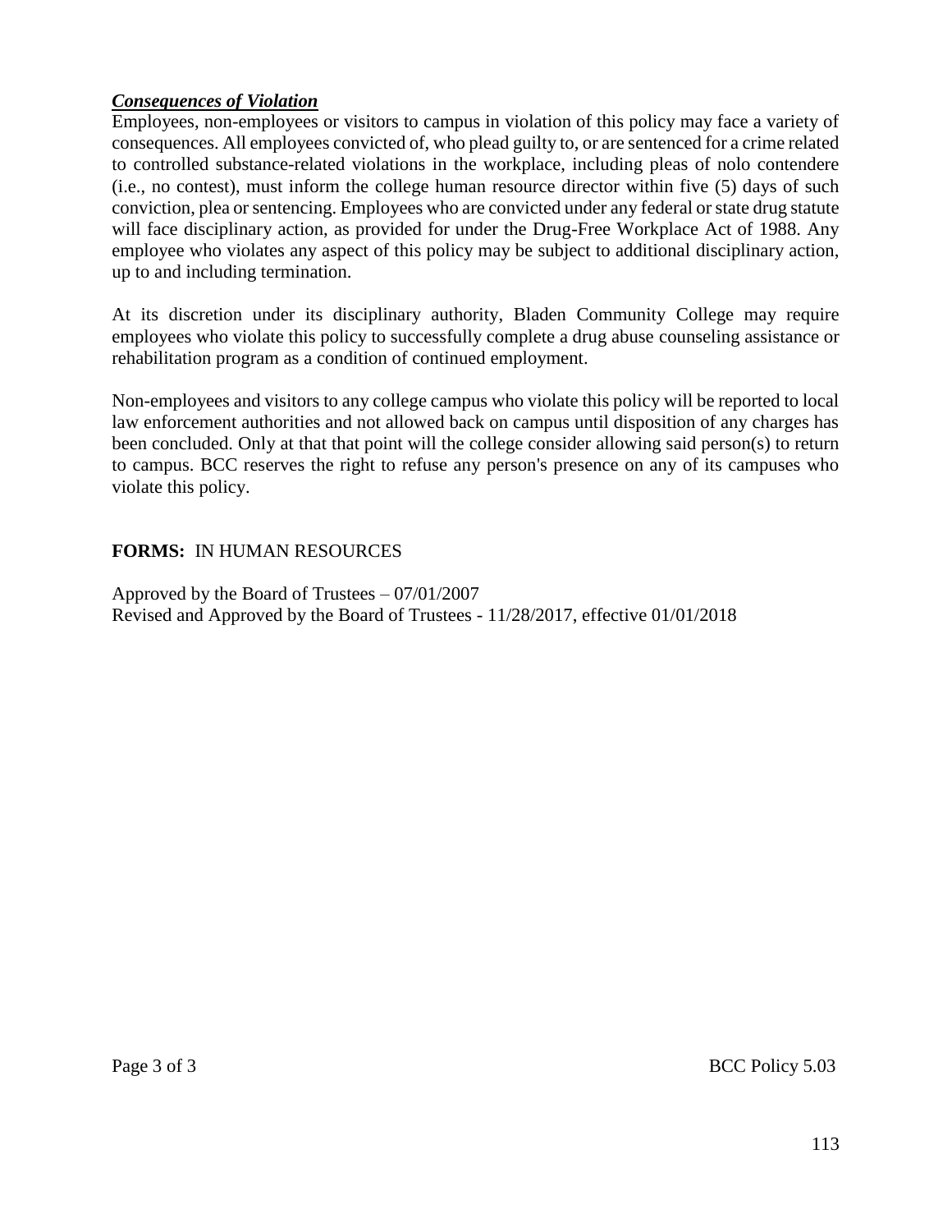***Consequences of Violation***

Employees, non-employees or visitors to campus in violation of this policy may face a variety of consequences. All employees convicted of, who plead guilty to, or are sentenced for a crime related to controlled substance-related violations in the workplace, including pleas of nolo contendere (i.e., no contest), must inform the college human resource director within five (5) days of such conviction, plea or sentencing. Employees who are convicted under any federal or state drug statute will face disciplinary action, as provided for under the Drug-Free Workplace Act of 1988. Any employee who violates any aspect of this policy may be subject to additional disciplinary action, up to and including termination.

At its discretion under its disciplinary authority, Bladen Community College may require employees who violate this policy to successfully complete a drug abuse counseling assistance or rehabilitation program as a condition of continued employment.

Non-employees and visitors to any college campus who violate this policy will be reported to local law enforcement authorities and not allowed back on campus until disposition of any charges has been concluded. Only at that that point will the college consider allowing said person(s) to return to campus. BCC reserves the right to refuse any person's presence on any of its campuses who violate this policy.

**FORMS:** IN HUMAN RESOURCES

Approved by the Board of Trustees – 07/01/2007
Revised and Approved by the Board of Trustees - 11/28/2017, effective 01/01/2018